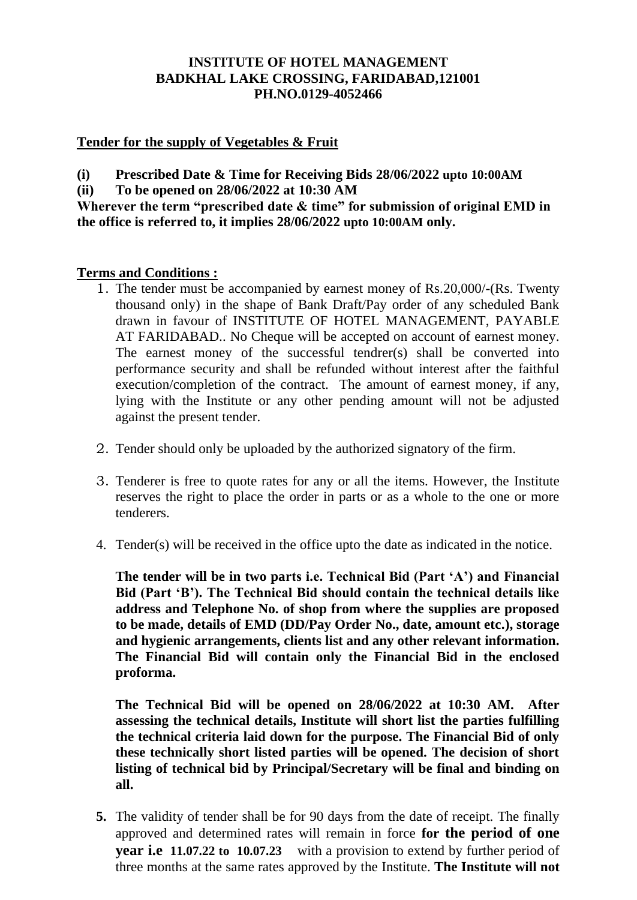**INSTITUTE OF HOTEL MANAGEMENT**
**BADKHAL LAKE CROSSING, FARIDABAD,121001**
**PH.NO.0129-4052466**

**Tender for the supply of Vegetables & Fruit**

**(i) Prescribed Date & Time for Receiving Bids 28/06/2022 upto 10:00AM**

**(ii) To be opened on 28/06/2022 at 10:30 AM**

**Wherever the term "prescribed date & time" for submission of original EMD in the office is referred to, it implies 28/06/2022 upto 10:00AM only.**

**Terms and Conditions :**

1. The tender must be accompanied by earnest money of Rs.20,000/-(Rs. Twenty thousand only) in the shape of Bank Draft/Pay order of any scheduled Bank drawn in favour of INSTITUTE OF HOTEL MANAGEMENT, PAYABLE AT FARIDABAD.. No Cheque will be accepted on account of earnest money. The earnest money of the successful tendrer(s) shall be converted into performance security and shall be refunded without interest after the faithful execution/completion of the contract. The amount of earnest money, if any, lying with the Institute or any other pending amount will not be adjusted against the present tender.

2. Tender should only be uploaded by the authorized signatory of the firm.

3. Tenderer is free to quote rates for any or all the items. However, the Institute reserves the right to place the order in parts or as a whole to the one or more tenderers.

4. Tender(s) will be received in the office upto the date as indicated in the notice.

   **The tender will be in two parts i.e. Technical Bid (Part 'A') and Financial Bid (Part 'B'). The Technical Bid should contain the technical details like address and Telephone No. of shop from where the supplies are proposed to be made, details of EMD (DD/Pay Order No., date, amount etc.), storage and hygienic arrangements, clients list and any other relevant information. The Financial Bid will contain only the Financial Bid in the enclosed proforma.**

   **The Technical Bid will be opened on 28/06/2022 at 10:30 AM. After assessing the technical details, Institute will short list the parties fulfilling the technical criteria laid down for the purpose. The Financial Bid of only these technically short listed parties will be opened. The decision of short listing of technical bid by Principal/Secretary will be final and binding on all.**

5. The validity of tender shall be for 90 days from the date of receipt. The finally approved and determined rates will remain in force **for the period of one year i.e 11.07.22 to 10.07.23** with a provision to extend by further period of three months at the same rates approved by the Institute. **The Institute will not**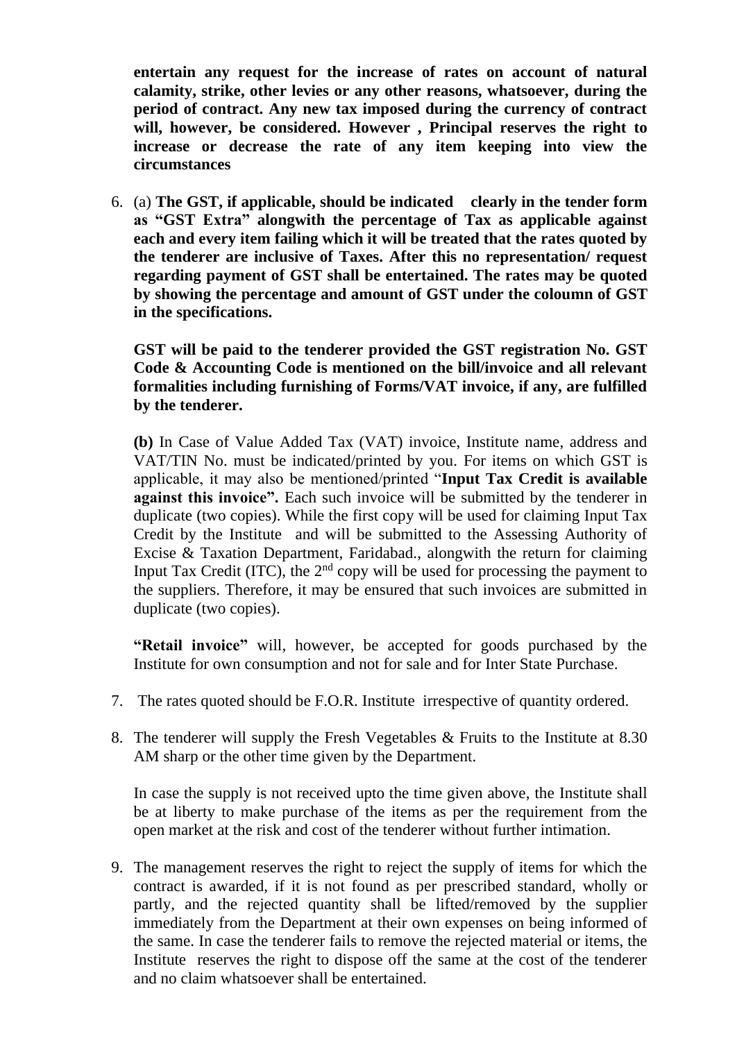**entertain any request for the increase of rates on account of natural calamity, strike, other levies or any other reasons, whatsoever, during the period of contract. Any new tax imposed during the currency of contract will, however, be considered. However , Principal reserves the right to increase or decrease the rate of any item keeping into view the circumstances**

6. (a) **The GST, if applicable, should be indicated clearly in the tender form as "GST Extra" alongwith the percentage of Tax as applicable against each and every item failing which it will be treated that the rates quoted by the tenderer are inclusive of Taxes. After this no representation/ request regarding payment of GST shall be entertained. The rates may be quoted by showing the percentage and amount of GST under the coloumn of GST in the specifications.**

   **GST will be paid to the tenderer provided the GST registration No. GST Code & Accounting Code is mentioned on the bill/invoice and all relevant formalities including furnishing of Forms/VAT invoice, if any, are fulfilled by the tenderer.**

   **(b)** In Case of Value Added Tax (VAT) invoice, Institute name, address and VAT/TIN No. must be indicated/printed by you. For items on which GST is applicable, it may also be mentioned/printed "**Input Tax Credit is available against this invoice".** Each such invoice will be submitted by the tenderer in duplicate (two copies). While the first copy will be used for claiming Input Tax Credit by the Institute and will be submitted to the Assessing Authority of Excise & Taxation Department, Faridabad., alongwith the return for claiming Input Tax Credit (ITC), the 2nd copy will be used for processing the payment to the suppliers. Therefore, it may be ensured that such invoices are submitted in duplicate (two copies).

   **"Retail invoice"** will, however, be accepted for goods purchased by the Institute for own consumption and not for sale and for Inter State Purchase.

7. The rates quoted should be F.O.R. Institute irrespective of quantity ordered.

8. The tenderer will supply the Fresh Vegetables & Fruits to the Institute at 8.30 AM sharp or the other time given by the Department.

   In case the supply is not received upto the time given above, the Institute shall be at liberty to make purchase of the items as per the requirement from the open market at the risk and cost of the tenderer without further intimation.

9. The management reserves the right to reject the supply of items for which the contract is awarded, if it is not found as per prescribed standard, wholly or partly, and the rejected quantity shall be lifted/removed by the supplier immediately from the Department at their own expenses on being informed of the same. In case the tenderer fails to remove the rejected material or items, the Institute reserves the right to dispose off the same at the cost of the tenderer and no claim whatsoever shall be entertained.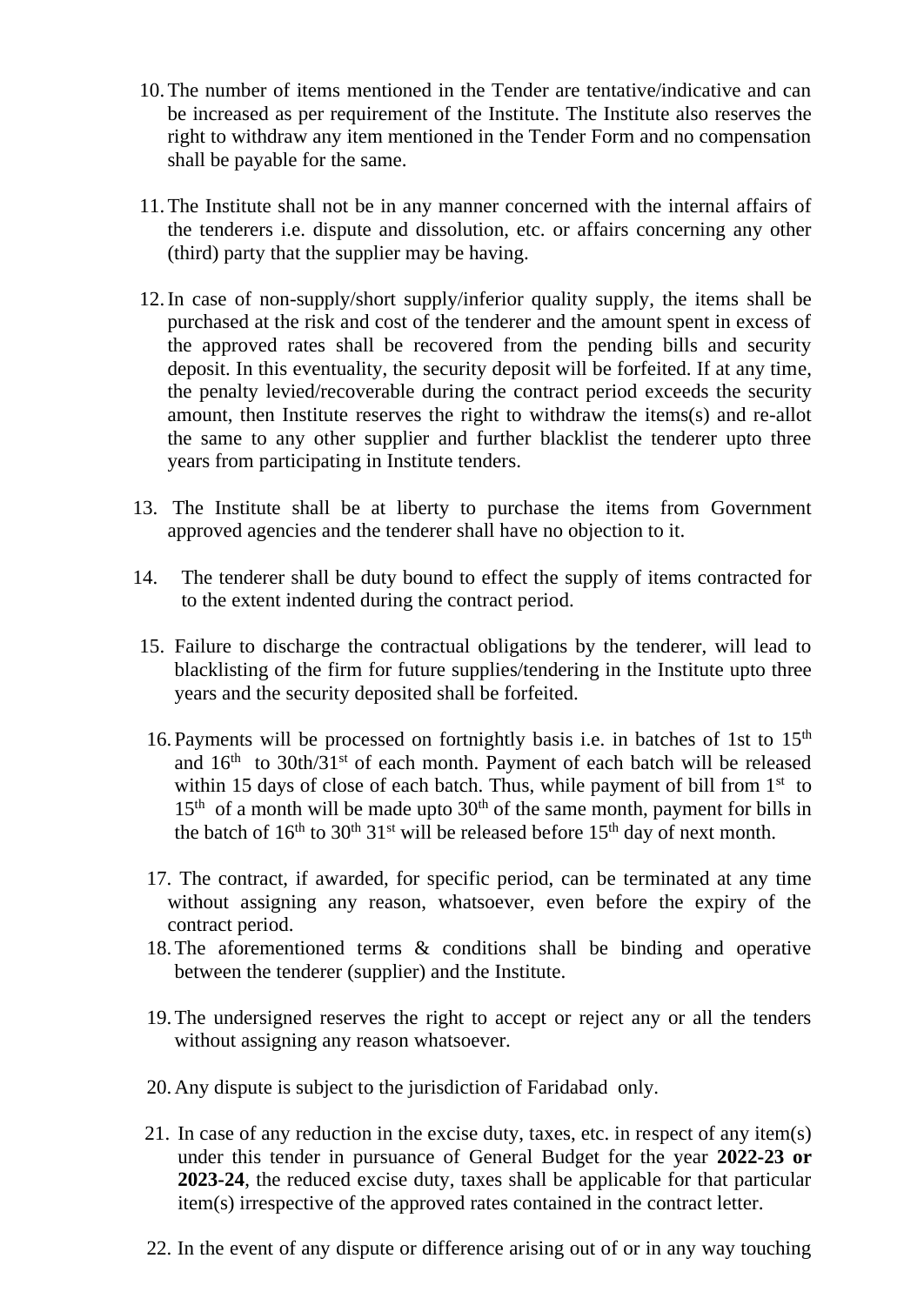10. The number of items mentioned in the Tender are tentative/indicative and can be increased as per requirement of the Institute. The Institute also reserves the right to withdraw any item mentioned in the Tender Form and no compensation shall be payable for the same.

11. The Institute shall not be in any manner concerned with the internal affairs of the tenderers i.e. dispute and dissolution, etc. or affairs concerning any other (third) party that the supplier may be having.

12. In case of non-supply/short supply/inferior quality supply, the items shall be purchased at the risk and cost of the tenderer and the amount spent in excess of the approved rates shall be recovered from the pending bills and security deposit. In this eventuality, the security deposit will be forfeited. If at any time, the penalty levied/recoverable during the contract period exceeds the security amount, then Institute reserves the right to withdraw the items(s) and re-allot the same to any other supplier and further blacklist the tenderer upto three years from participating in Institute tenders.

13. The Institute shall be at liberty to purchase the items from Government approved agencies and the tenderer shall have no objection to it.

14. The tenderer shall be duty bound to effect the supply of items contracted for to the extent indented during the contract period.

15. Failure to discharge the contractual obligations by the tenderer, will lead to blacklisting of the firm for future supplies/tendering in the Institute upto three years and the security deposited shall be forfeited.

16. Payments will be processed on fortnightly basis i.e. in batches of 1st to 15th and 16th to 30th/31st of each month. Payment of each batch will be released within 15 days of close of each batch. Thus, while payment of bill from 1st to 15th of a month will be made upto 30th of the same month, payment for bills in the batch of 16th to 30th 31st will be released before 15th day of next month.

17. The contract, if awarded, for specific period, can be terminated at any time without assigning any reason, whatsoever, even before the expiry of the contract period.

18. The aforementioned terms & conditions shall be binding and operative between the tenderer (supplier) and the Institute.

19. The undersigned reserves the right to accept or reject any or all the tenders without assigning any reason whatsoever.

20. Any dispute is subject to the jurisdiction of Faridabad only.

21. In case of any reduction in the excise duty, taxes, etc. in respect of any item(s) under this tender in pursuance of General Budget for the year **2022-23 or 2023-24**, the reduced excise duty, taxes shall be applicable for that particular item(s) irrespective of the approved rates contained in the contract letter.

22. In the event of any dispute or difference arising out of or in any way touching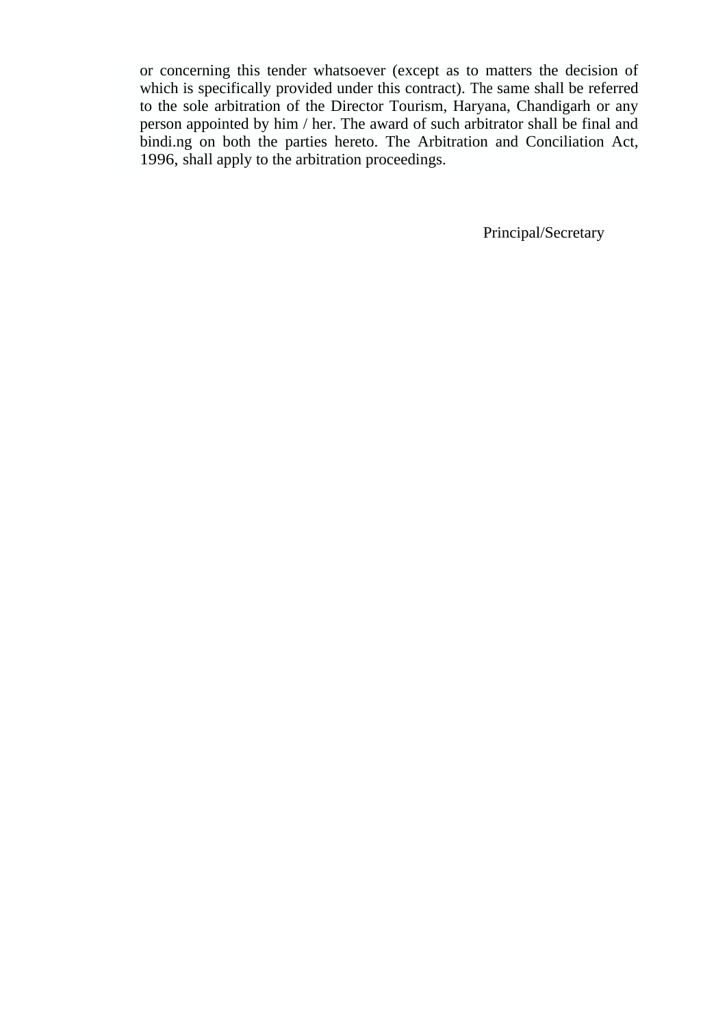or concerning this tender whatsoever (except as to matters the decision of which is specifically provided under this contract). The same shall be referred to the sole arbitration of the Director Tourism, Haryana, Chandigarh or any person appointed by him / her. The award of such arbitrator shall be final and bindi.ng on both the parties hereto. The Arbitration and Conciliation Act, 1996, shall apply to the arbitration proceedings.

Principal/Secretary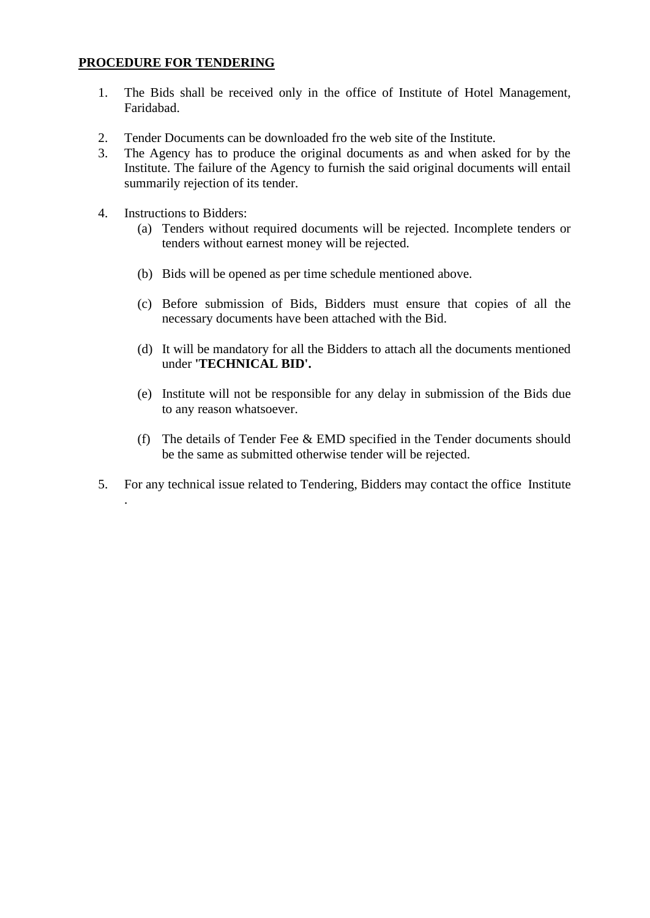**<u>PROCEDURE FOR TENDERING</u>**

1. The Bids shall be received only in the office of Institute of Hotel Management, Faridabad.

2. Tender Documents can be downloaded fro the web site of the Institute.
3. The Agency has to produce the original documents as and when asked for by the Institute. The failure of the Agency to furnish the said original documents will entail summarily rejection of its tender.

4. Instructions to Bidders:
   (a) Tenders without required documents will be rejected. Incomplete tenders or tenders without earnest money will be rejected.

   (b) Bids will be opened as per time schedule mentioned above.

   (c) Before submission of Bids, Bidders must ensure that copies of all the necessary documents have been attached with the Bid.

   (d) It will be mandatory for all the Bidders to attach all the documents mentioned under **'TECHNICAL BID'.**

   (e) Institute will not be responsible for any delay in submission of the Bids due to any reason whatsoever.

   (f) The details of Tender Fee & EMD specified in the Tender documents should be the same as submitted otherwise tender will be rejected.

5. For any technical issue related to Tendering, Bidders may contact the office Institute .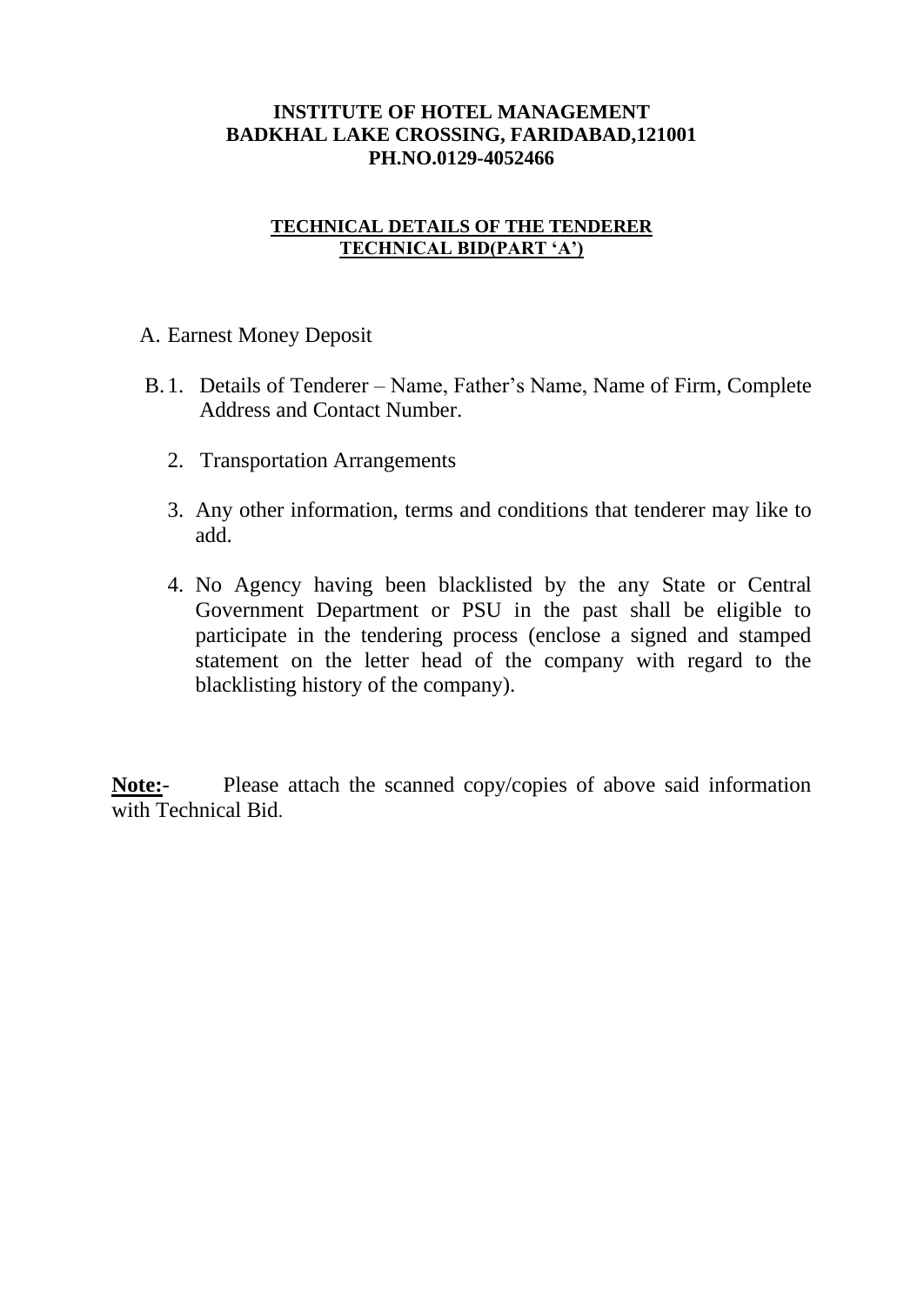**INSTITUTE OF HOTEL MANAGEMENT**
**BADKHAL LAKE CROSSING, FARIDABAD,121001**
**PH.NO.0129-4052466**

**TECHNICAL DETAILS OF THE TENDERER**
**TECHNICAL BID(PART 'A')**

A. Earnest Money Deposit

B. 1. Details of Tenderer – Name, Father's Name, Name of Firm, Complete Address and Contact Number.

2. Transportation Arrangements

3. Any other information, terms and conditions that tenderer may like to add.

4. No Agency having been blacklisted by the any State or Central Government Department or PSU in the past shall be eligible to participate in the tendering process (enclose a signed and stamped statement on the letter head of the company with regard to the blacklisting history of the company).

**Note:**- Please attach the scanned copy/copies of above said information with Technical Bid.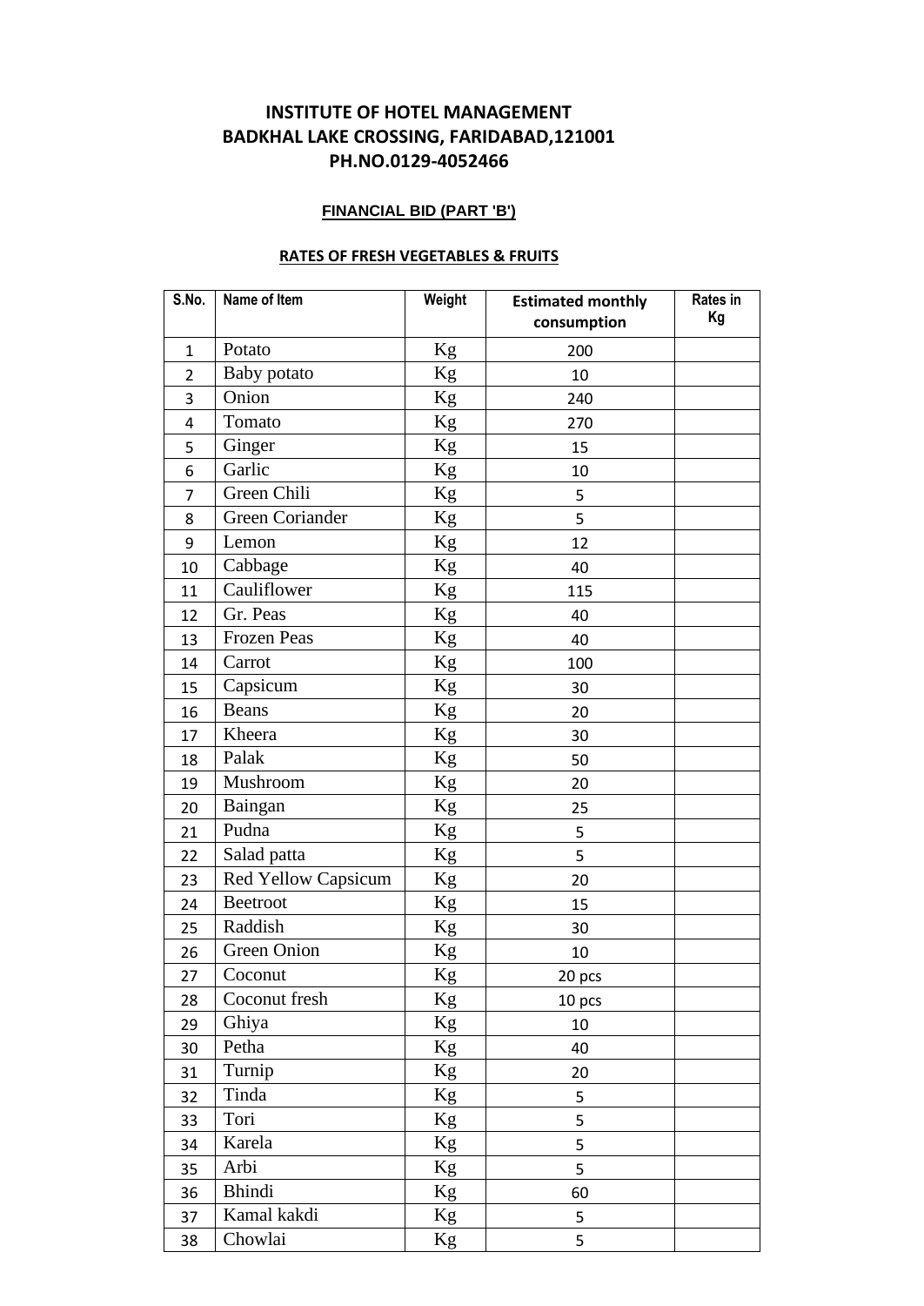# INSTITUTE OF HOTEL MANAGEMENT
## BADKHAL LAKE CROSSING, FARIDABAD,121001
## PH.NO.0129-4052466

**FINANCIAL BID (PART 'B')**

**RATES OF FRESH VEGETABLES & FRUITS**

| S.No. | Name of Item | Weight | Estimated monthly consumption | Rates in Kg |
|---|---|---|---|---|
| 1 | Potato | Kg | 200 | |
| 2 | Baby potato | Kg | 10 | |
| 3 | Onion | Kg | 240 | |
| 4 | Tomato | Kg | 270 | |
| 5 | Ginger | Kg | 15 | |
| 6 | Garlic | Kg | 10 | |
| 7 | Green Chili | Kg | 5 | |
| 8 | Green Coriander | Kg | 5 | |
| 9 | Lemon | Kg | 12 | |
| 10 | Cabbage | Kg | 40 | |
| 11 | Cauliflower | Kg | 115 | |
| 12 | Gr. Peas | Kg | 40 | |
| 13 | Frozen Peas | Kg | 40 | |
| 14 | Carrot | Kg | 100 | |
| 15 | Capsicum | Kg | 30 | |
| 16 | Beans | Kg | 20 | |
| 17 | Kheera | Kg | 30 | |
| 18 | Palak | Kg | 50 | |
| 19 | Mushroom | Kg | 20 | |
| 20 | Baingan | Kg | 25 | |
| 21 | Pudna | Kg | 5 | |
| 22 | Salad patta | Kg | 5 | |
| 23 | Red Yellow Capsicum | Kg | 20 | |
| 24 | Beetroot | Kg | 15 | |
| 25 | Raddish | Kg | 30 | |
| 26 | Green Onion | Kg | 10 | |
| 27 | Coconut | Kg | 20 pcs | |
| 28 | Coconut fresh | Kg | 10 pcs | |
| 29 | Ghiya | Kg | 10 | |
| 30 | Petha | Kg | 40 | |
| 31 | Turnip | Kg | 20 | |
| 32 | Tinda | Kg | 5 | |
| 33 | Tori | Kg | 5 | |
| 34 | Karela | Kg | 5 | |
| 35 | Arbi | Kg | 5 | |
| 36 | Bhindi | Kg | 60 | |
| 37 | Kamal kakdi | Kg | 5 | |
| 38 | Chowlai | Kg | 5 | |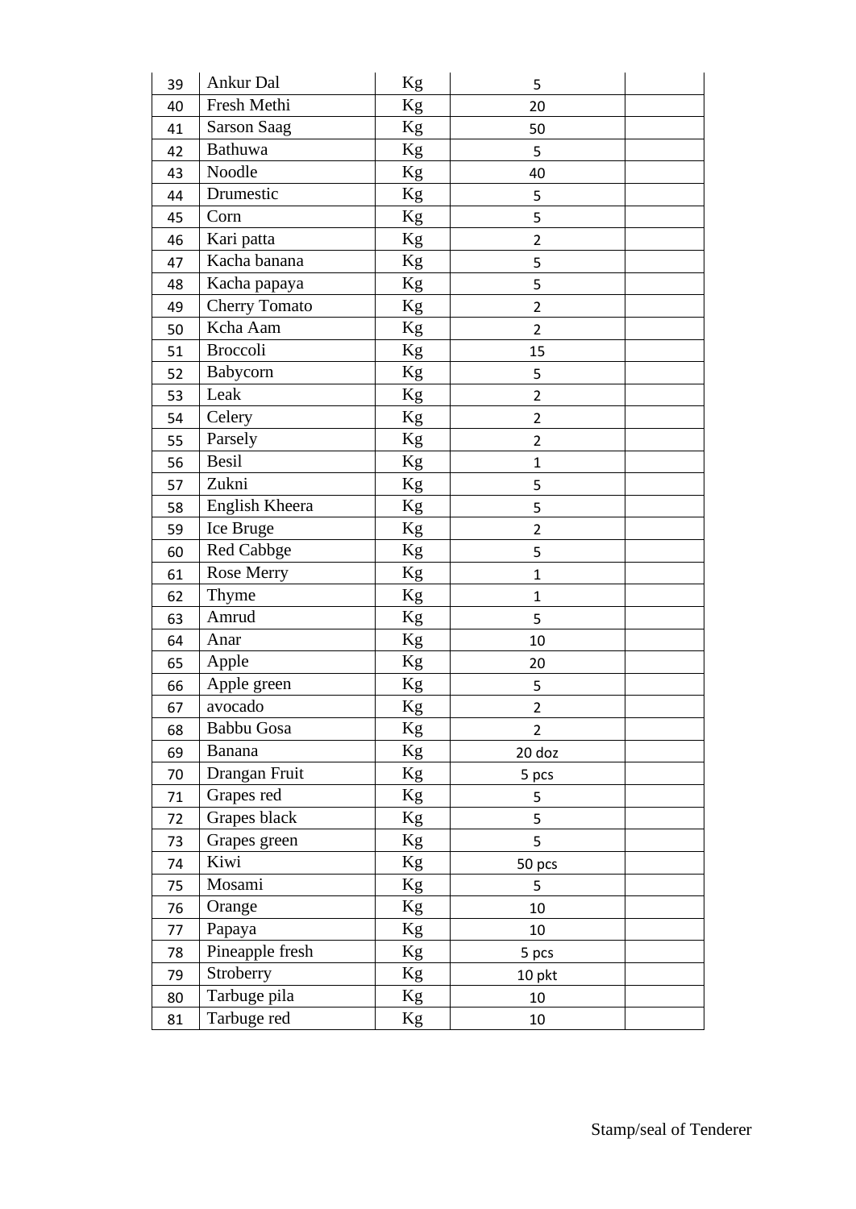| | | | | |
|---|---|---|---|---|
| 39 | Ankur Dal | Kg | 5 | |
| 40 | Fresh Methi | Kg | 20 | |
| 41 | Sarson Saag | Kg | 50 | |
| 42 | Bathuwa | Kg | 5 | |
| 43 | Noodle | Kg | 40 | |
| 44 | Drumestic | Kg | 5 | |
| 45 | Corn | Kg | 5 | |
| 46 | Kari patta | Kg | 2 | |
| 47 | Kacha banana | Kg | 5 | |
| 48 | Kacha papaya | Kg | 5 | |
| 49 | Cherry Tomato | Kg | 2 | |
| 50 | Kcha Aam | Kg | 2 | |
| 51 | Broccoli | Kg | 15 | |
| 52 | Babycorn | Kg | 5 | |
| 53 | Leak | Kg | 2 | |
| 54 | Celery | Kg | 2 | |
| 55 | Parsely | Kg | 2 | |
| 56 | Besil | Kg | 1 | |
| 57 | Zukni | Kg | 5 | |
| 58 | English Kheera | Kg | 5 | |
| 59 | Ice Bruge | Kg | 2 | |
| 60 | Red Cabbge | Kg | 5 | |
| 61 | Rose Merry | Kg | 1 | |
| 62 | Thyme | Kg | 1 | |
| 63 | Amrud | Kg | 5 | |
| 64 | Anar | Kg | 10 | |
| 65 | Apple | Kg | 20 | |
| 66 | Apple green | Kg | 5 | |
| 67 | avocado | Kg | 2 | |
| 68 | Babbu Gosa | Kg | 2 | |
| 69 | Banana | Kg | 20 doz | |
| 70 | Drangan Fruit | Kg | 5 pcs | |
| 71 | Grapes red | Kg | 5 | |
| 72 | Grapes black | Kg | 5 | |
| 73 | Grapes green | Kg | 5 | |
| 74 | Kiwi | Kg | 50 pcs | |
| 75 | Mosami | Kg | 5 | |
| 76 | Orange | Kg | 10 | |
| 77 | Papaya | Kg | 10 | |
| 78 | Pineapple fresh | Kg | 5 pcs | |
| 79 | Stroberry | Kg | 10 pkt | |
| 80 | Tarbuge pila | Kg | 10 | |
| 81 | Tarbuge red | Kg | 10 | |

Stamp/seal of Tenderer